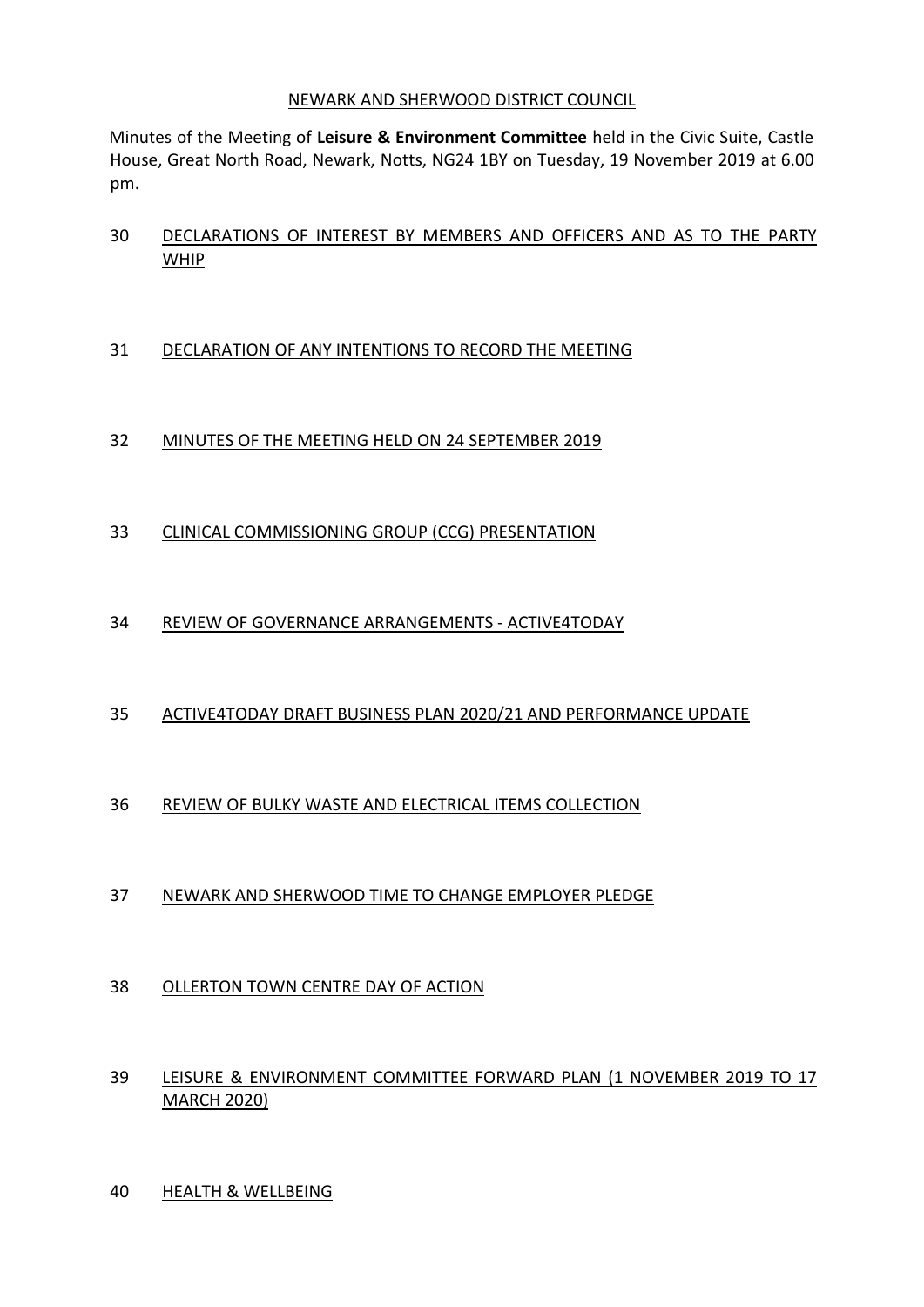NEWARK AND SHERWOOD DISTRICT COUNCIL

Minutes of the Meeting of **Leisure & Environment Committee** held in the Civic Suite, Castle House, Great North Road, Newark, Notts, NG24 1BY on Tuesday, 19 November 2019 at 6.00 pm.

30 DECLARATIONS OF INTEREST BY MEMBERS AND OFFICERS AND AS TO THE PARTY WHIP

31 DECLARATION OF ANY INTENTIONS TO RECORD THE MEETING

32 MINUTES OF THE MEETING HELD ON 24 SEPTEMBER 2019

33 CLINICAL COMMISSIONING GROUP (CCG) PRESENTATION

34 REVIEW OF GOVERNANCE ARRANGEMENTS - ACTIVE4TODAY

35 ACTIVE4TODAY DRAFT BUSINESS PLAN 2020/21 AND PERFORMANCE UPDATE

36 REVIEW OF BULKY WASTE AND ELECTRICAL ITEMS COLLECTION

37 NEWARK AND SHERWOOD TIME TO CHANGE EMPLOYER PLEDGE

38 OLLERTON TOWN CENTRE DAY OF ACTION

39 LEISURE & ENVIRONMENT COMMITTEE FORWARD PLAN (1 NOVEMBER 2019 TO 17 MARCH 2020)

40 HEALTH & WELLBEING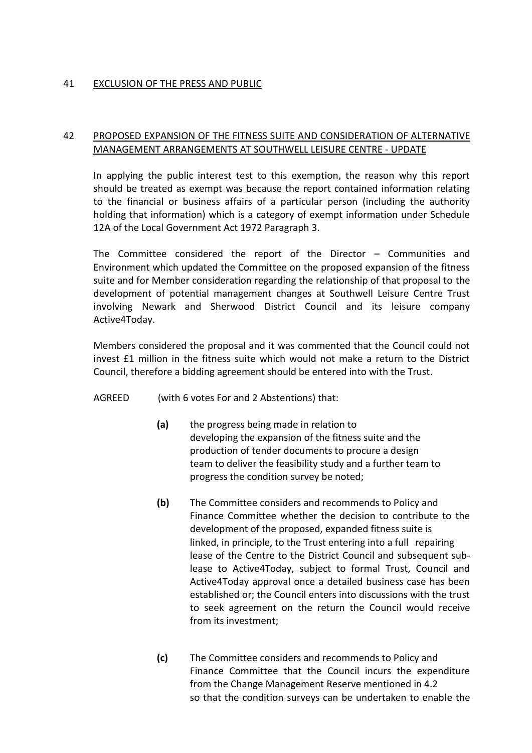41 EXCLUSION OF THE PRESS AND PUBLIC

42 PROPOSED EXPANSION OF THE FITNESS SUITE AND CONSIDERATION OF ALTERNATIVE MANAGEMENT ARRANGEMENTS AT SOUTHWELL LEISURE CENTRE - UPDATE

In applying the public interest test to this exemption, the reason why this report should be treated as exempt was because the report contained information relating to the financial or business affairs of a particular person (including the authority holding that information) which is a category of exempt information under Schedule 12A of the Local Government Act 1972 Paragraph 3.

The Committee considered the report of the Director – Communities and Environment which updated the Committee on the proposed expansion of the fitness suite and for Member consideration regarding the relationship of that proposal to the development of potential management changes at Southwell Leisure Centre Trust involving Newark and Sherwood District Council and its leisure company Active4Today.

Members considered the proposal and it was commented that the Council could not invest £1 million in the fitness suite which would not make a return to the District Council, therefore a bidding agreement should be entered into with the Trust.

AGREED (with 6 votes For and 2 Abstentions) that:

**(a)** the progress being made in relation to developing the expansion of the fitness suite and the production of tender documents to procure a design team to deliver the feasibility study and a further team to progress the condition survey be noted;

**(b)** The Committee considers and recommends to Policy and Finance Committee whether the decision to contribute to the development of the proposed, expanded fitness suite is linked, in principle, to the Trust entering into a full repairing lease of the Centre to the District Council and subsequent sub-lease to Active4Today, subject to formal Trust, Council and Active4Today approval once a detailed business case has been established or; the Council enters into discussions with the trust to seek agreement on the return the Council would receive from its investment;

**(c)** The Committee considers and recommends to Policy and Finance Committee that the Council incurs the expenditure from the Change Management Reserve mentioned in 4.2 so that the condition surveys can be undertaken to enable the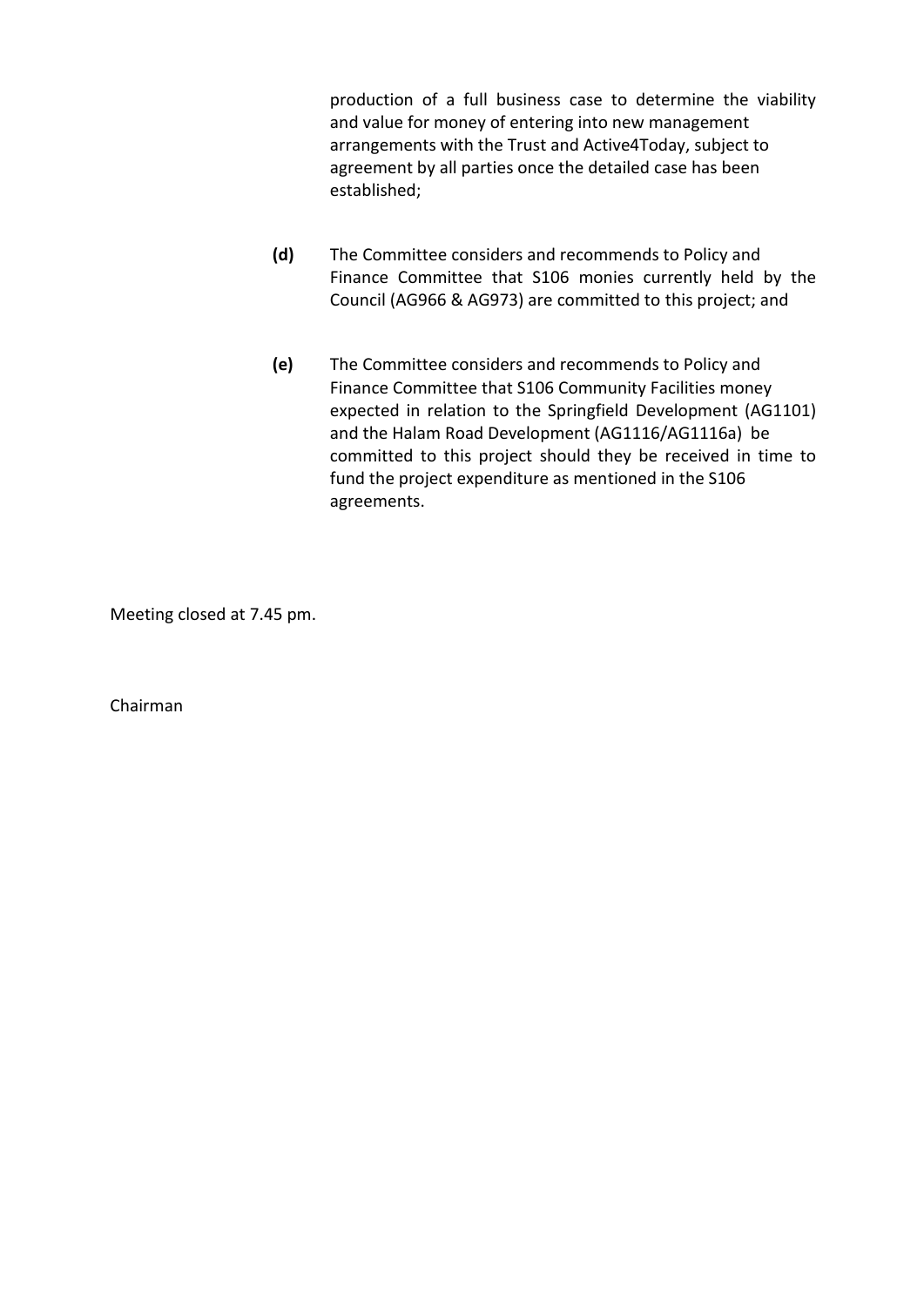production of a full business case to determine the viability and value for money of entering into new management arrangements with the Trust and Active4Today, subject to agreement by all parties once the detailed case has been established;

**(d)** The Committee considers and recommends to Policy and Finance Committee that S106 monies currently held by the Council (AG966 & AG973) are committed to this project; and

**(e)** The Committee considers and recommends to Policy and Finance Committee that S106 Community Facilities money expected in relation to the Springfield Development (AG1101) and the Halam Road Development (AG1116/AG1116a) be committed to this project should they be received in time to fund the project expenditure as mentioned in the S106 agreements.

Meeting closed at 7.45 pm.

Chairman